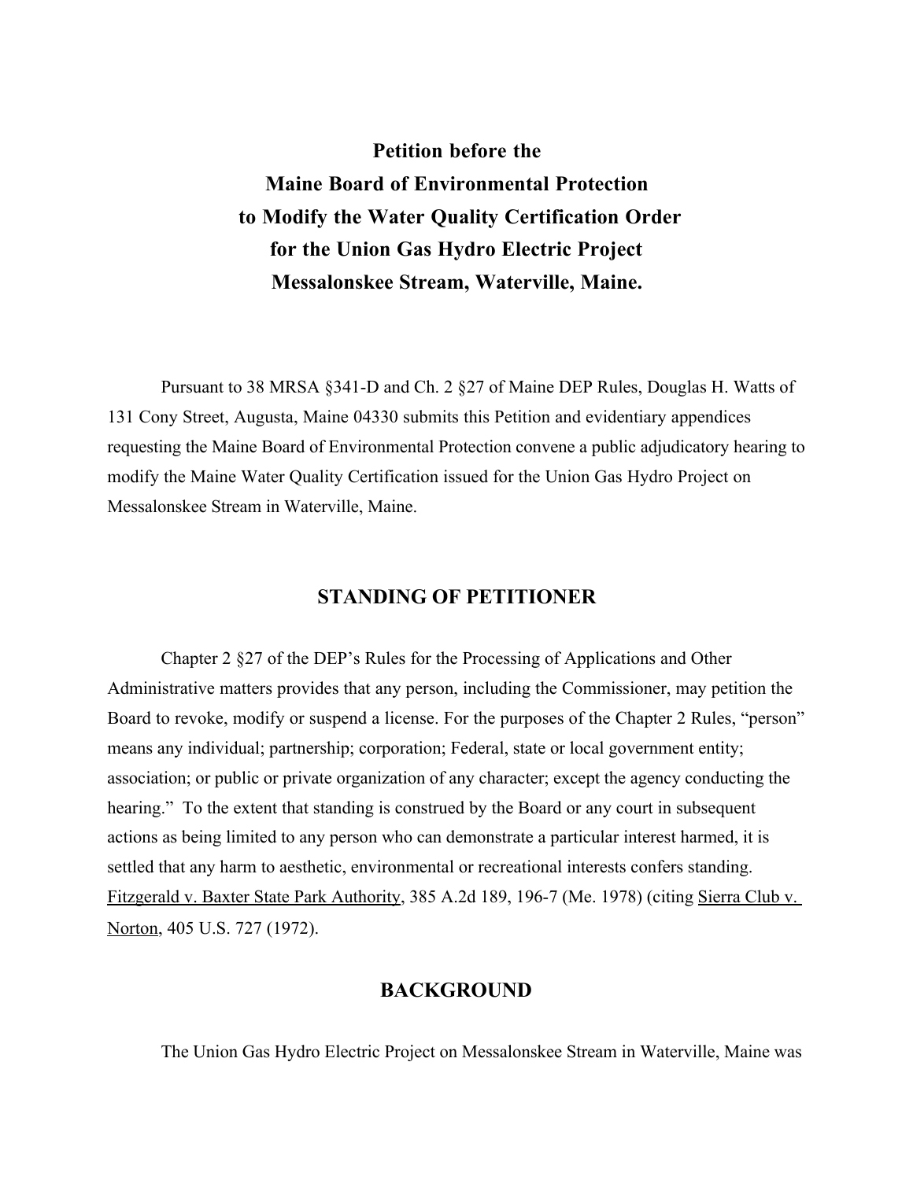# Petition before the Maine Board of Environmental Protection to Modify the Water Quality Certification Order for the Union Gas Hydro Electric Project Messalonskee Stream, Waterville, Maine.

Pursuant to 38 MRSA §341-D and Ch. 2 §27 of Maine DEP Rules, Douglas H. Watts of 131 Cony Street, Augusta, Maine 04330 submits this Petition and evidentiary appendices requesting the Maine Board of Environmental Protection convene a public adjudicatory hearing to modify the Maine Water Quality Certification issued for the Union Gas Hydro Project on Messalonskee Stream in Waterville, Maine.

## STANDING OF PETITIONER

Chapter 2 §27 of the DEP's Rules for the Processing of Applications and Other Administrative matters provides that any person, including the Commissioner, may petition the Board to revoke, modify or suspend a license. For the purposes of the Chapter 2 Rules, "person" means any individual; partnership; corporation; Federal, state or local government entity; association; or public or private organization of any character; except the agency conducting the hearing." To the extent that standing is construed by the Board or any court in subsequent actions as being limited to any person who can demonstrate a particular interest harmed, it is settled that any harm to aesthetic, environmental or recreational interests confers standing. Fitzgerald v. Baxter State Park Authority, 385 A.2d 189, 196-7 (Me. 1978) (citing Sierra Club v. Norton, 405 U.S. 727 (1972).

## BACKGROUND

The Union Gas Hydro Electric Project on Messalonskee Stream in Waterville, Maine was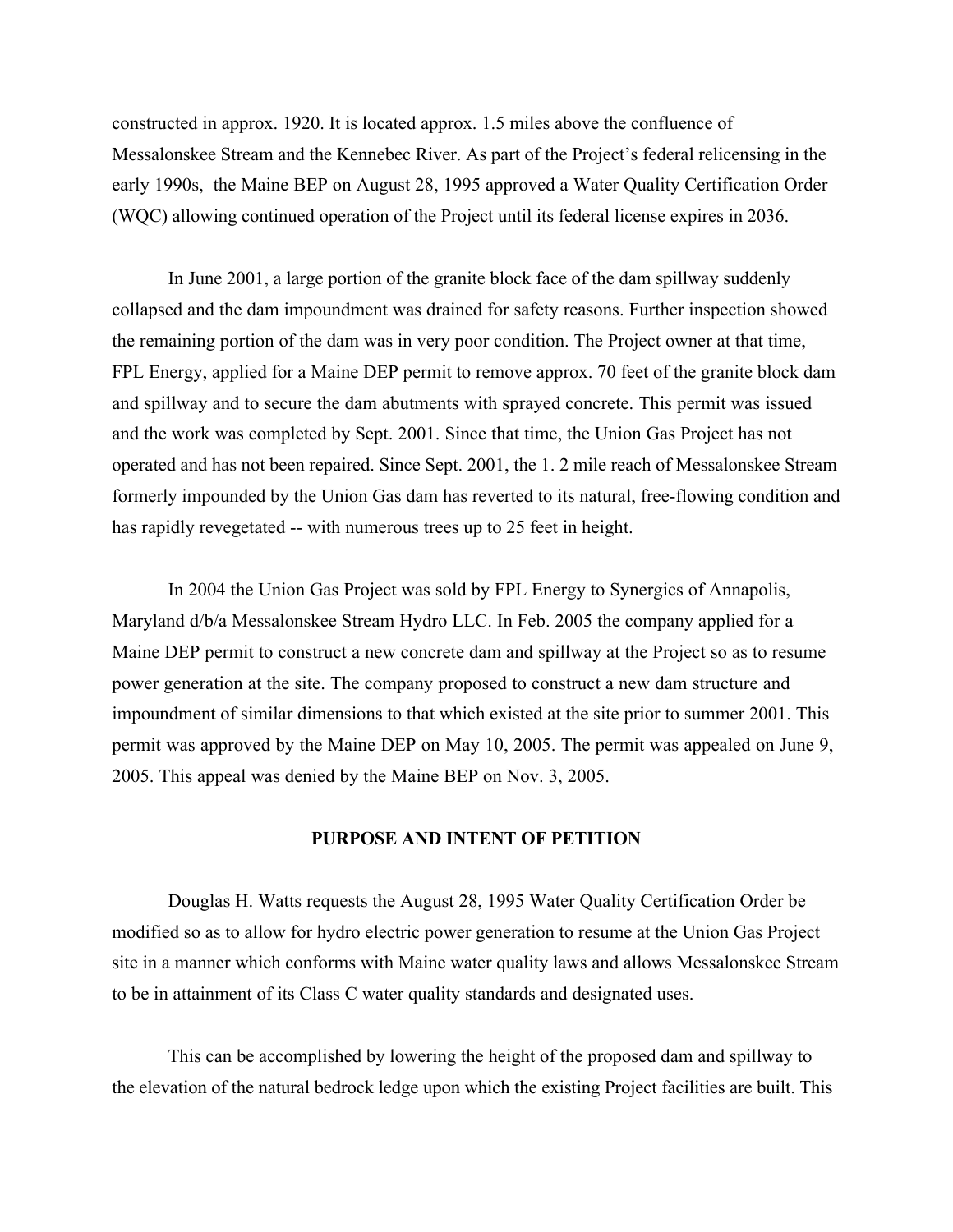constructed in approx. 1920. It is located approx. 1.5 miles above the confluence of Messalonskee Stream and the Kennebec River. As part of the Project's federal relicensing in the early 1990s, the Maine BEP on August 28, 1995 approved a Water Quality Certification Order (WQC) allowing continued operation of the Project until its federal license expires in 2036.

In June 2001, a large portion of the granite block face of the dam spillway suddenly collapsed and the dam impoundment was drained for safety reasons. Further inspection showed the remaining portion of the dam was in very poor condition. The Project owner at that time, FPL Energy, applied for a Maine DEP permit to remove approx. 70 feet of the granite block dam and spillway and to secure the dam abutments with sprayed concrete. This permit was issued and the work was completed by Sept. 2001. Since that time, the Union Gas Project has not operated and has not been repaired. Since Sept. 2001, the 1. 2 mile reach of Messalonskee Stream formerly impounded by the Union Gas dam has reverted to its natural, free-flowing condition and has rapidly revegetated -- with numerous trees up to 25 feet in height.

In 2004 the Union Gas Project was sold by FPL Energy to Synergics of Annapolis, Maryland d/b/a Messalonskee Stream Hydro LLC. In Feb. 2005 the company applied for a Maine DEP permit to construct a new concrete dam and spillway at the Project so as to resume power generation at the site. The company proposed to construct a new dam structure and impoundment of similar dimensions to that which existed at the site prior to summer 2001. This permit was approved by the Maine DEP on May 10, 2005. The permit was appealed on June 9, 2005. This appeal was denied by the Maine BEP on Nov. 3, 2005.

## PURPOSE AND INTENT OF PETITION

Douglas H. Watts requests the August 28, 1995 Water Quality Certification Order be modified so as to allow for hydro electric power generation to resume at the Union Gas Project site in a manner which conforms with Maine water quality laws and allows Messalonskee Stream to be in attainment of its Class C water quality standards and designated uses.

This can be accomplished by lowering the height of the proposed dam and spillway to the elevation of the natural bedrock ledge upon which the existing Project facilities are built. This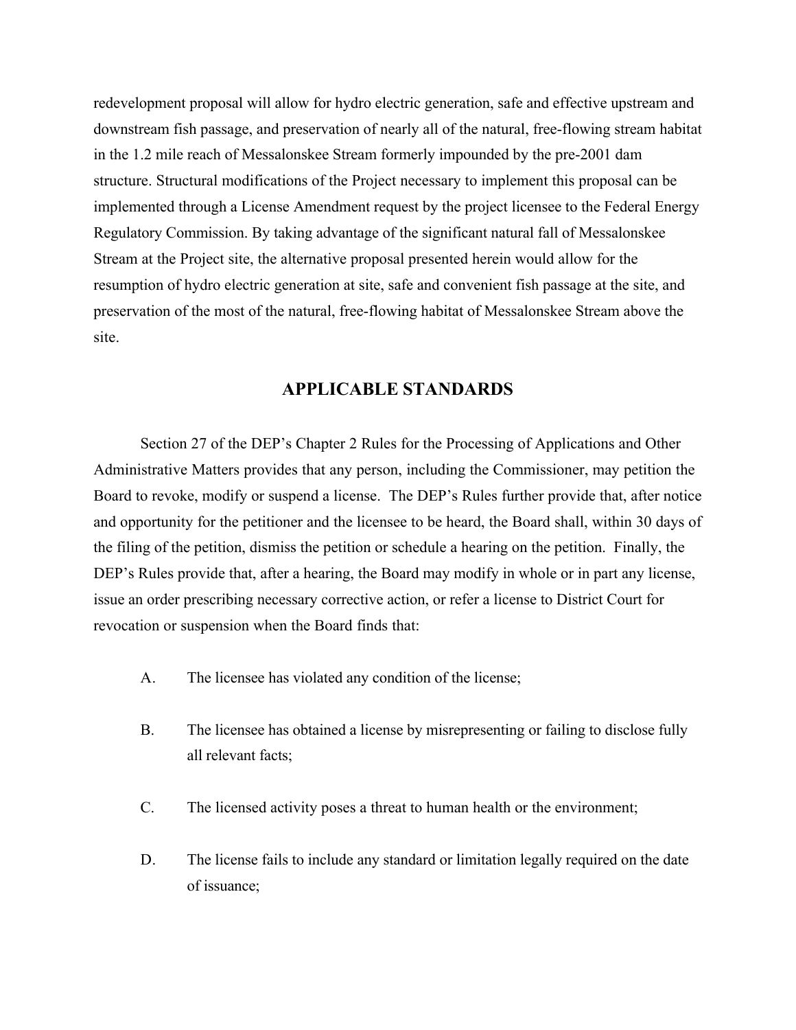redevelopment proposal will allow for hydro electric generation, safe and effective upstream and downstream fish passage, and preservation of nearly all of the natural, free-flowing stream habitat in the 1.2 mile reach of Messalonskee Stream formerly impounded by the pre-2001 dam structure. Structural modifications of the Project necessary to implement this proposal can be implemented through a License Amendment request by the project licensee to the Federal Energy Regulatory Commission. By taking advantage of the significant natural fall of Messalonskee Stream at the Project site, the alternative proposal presented herein would allow for the resumption of hydro electric generation at site, safe and convenient fish passage at the site, and preservation of the most of the natural, free-flowing habitat of Messalonskee Stream above the site.

## APPLICABLE STANDARDS

Section 27 of the DEP's Chapter 2 Rules for the Processing of Applications and Other Administrative Matters provides that any person, including the Commissioner, may petition the Board to revoke, modify or suspend a license. The DEP's Rules further provide that, after notice and opportunity for the petitioner and the licensee to be heard, the Board shall, within 30 days of the filing of the petition, dismiss the petition or schedule a hearing on the petition. Finally, the DEP's Rules provide that, after a hearing, the Board may modify in whole or in part any license, issue an order prescribing necessary corrective action, or refer a license to District Court for revocation or suspension when the Board finds that:

A. The licensee has violated any condition of the license;

B. The licensee has obtained a license by misrepresenting or failing to disclose fully all relevant facts;

C. The licensed activity poses a threat to human health or the environment;

D. The license fails to include any standard or limitation legally required on the date of issuance;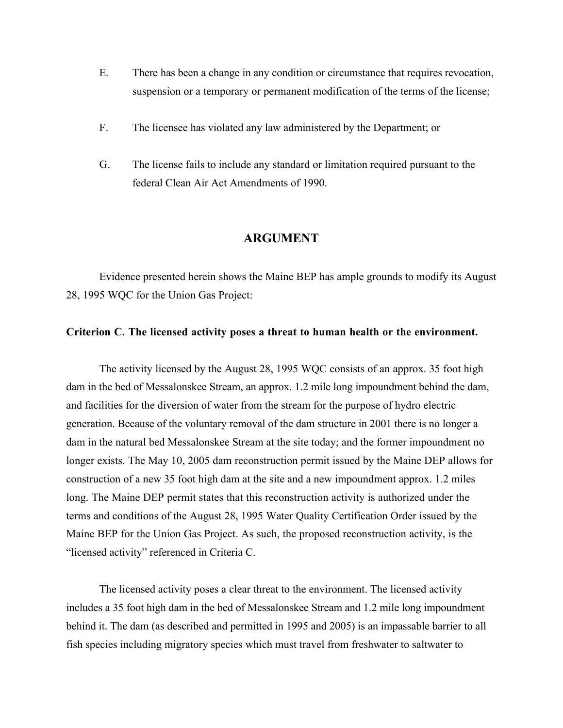E. There has been a change in any condition or circumstance that requires revocation, suspension or a temporary or permanent modification of the terms of the license;

F. The licensee has violated any law administered by the Department; or

G. The license fails to include any standard or limitation required pursuant to the federal Clean Air Act Amendments of 1990.

## ARGUMENT

Evidence presented herein shows the Maine BEP has ample grounds to modify its August 28, 1995 WQC for the Union Gas Project:

**Criterion C. The licensed activity poses a threat to human health or the environment.**

The activity licensed by the August 28, 1995 WQC consists of an approx. 35 foot high dam in the bed of Messalonskee Stream, an approx. 1.2 mile long impoundment behind the dam, and facilities for the diversion of water from the stream for the purpose of hydro electric generation. Because of the voluntary removal of the dam structure in 2001 there is no longer a dam in the natural bed Messalonskee Stream at the site today; and the former impoundment no longer exists. The May 10, 2005 dam reconstruction permit issued by the Maine DEP allows for construction of a new 35 foot high dam at the site and a new impoundment approx. 1.2 miles long. The Maine DEP permit states that this reconstruction activity is authorized under the terms and conditions of the August 28, 1995 Water Quality Certification Order issued by the Maine BEP for the Union Gas Project. As such, the proposed reconstruction activity, is the "licensed activity" referenced in Criteria C.

The licensed activity poses a clear threat to the environment. The licensed activity includes a 35 foot high dam in the bed of Messalonskee Stream and 1.2 mile long impoundment behind it. The dam (as described and permitted in 1995 and 2005) is an impassable barrier to all fish species including migratory species which must travel from freshwater to saltwater to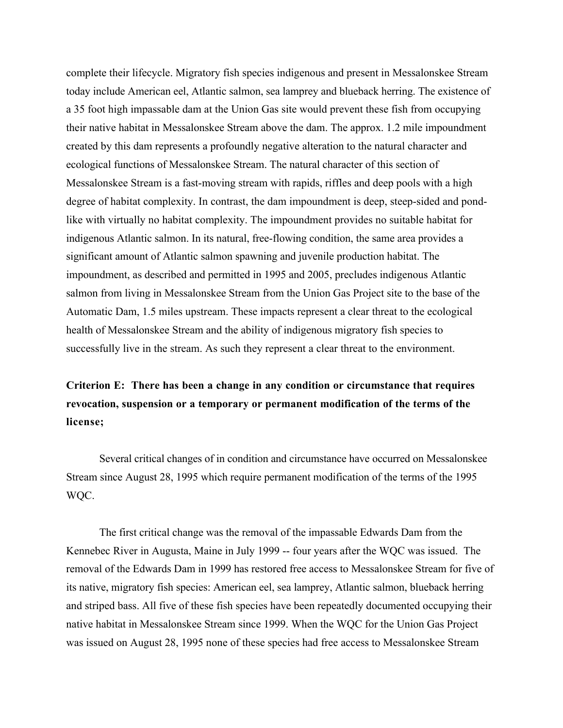complete their lifecycle. Migratory fish species indigenous and present in Messalonskee Stream today include American eel, Atlantic salmon, sea lamprey and blueback herring. The existence of a 35 foot high impassable dam at the Union Gas site would prevent these fish from occupying their native habitat in Messalonskee Stream above the dam. The approx. 1.2 mile impoundment created by this dam represents a profoundly negative alteration to the natural character and ecological functions of Messalonskee Stream. The natural character of this section of Messalonskee Stream is a fast-moving stream with rapids, riffles and deep pools with a high degree of habitat complexity. In contrast, the dam impoundment is deep, steep-sided and pond-like with virtually no habitat complexity. The impoundment provides no suitable habitat for indigenous Atlantic salmon. In its natural, free-flowing condition, the same area provides a significant amount of Atlantic salmon spawning and juvenile production habitat. The impoundment, as described and permitted in 1995 and 2005, precludes indigenous Atlantic salmon from living in Messalonskee Stream from the Union Gas Project site to the base of the Automatic Dam, 1.5 miles upstream. These impacts represent a clear threat to the ecological health of Messalonskee Stream and the ability of indigenous migratory fish species to successfully live in the stream. As such they represent a clear threat to the environment.

**Criterion E: There has been a change in any condition or circumstance that requires revocation, suspension or a temporary or permanent modification of the terms of the license;**

Several critical changes of in condition and circumstance have occurred on Messalonskee Stream since August 28, 1995 which require permanent modification of the terms of the 1995 WQC.

The first critical change was the removal of the impassable Edwards Dam from the Kennebec River in Augusta, Maine in July 1999 -- four years after the WQC was issued. The removal of the Edwards Dam in 1999 has restored free access to Messalonskee Stream for five of its native, migratory fish species: American eel, sea lamprey, Atlantic salmon, blueback herring and striped bass. All five of these fish species have been repeatedly documented occupying their native habitat in Messalonskee Stream since 1999. When the WQC for the Union Gas Project was issued on August 28, 1995 none of these species had free access to Messalonskee Stream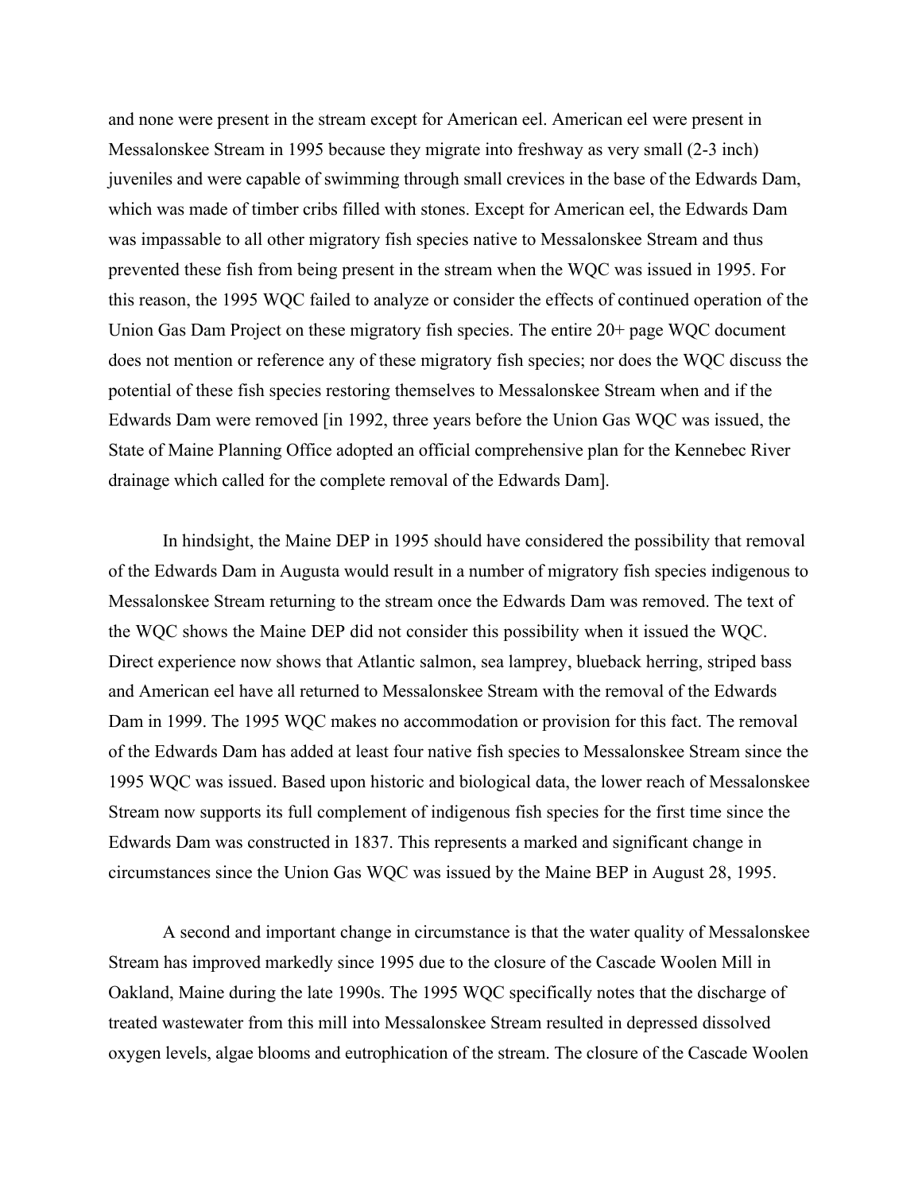and none were present in the stream except for American eel. American eel were present in Messalonskee Stream in 1995 because they migrate into freshway as very small (2-3 inch) juveniles and were capable of swimming through small crevices in the base of the Edwards Dam, which was made of timber cribs filled with stones. Except for American eel, the Edwards Dam was impassable to all other migratory fish species native to Messalonskee Stream and thus prevented these fish from being present in the stream when the WQC was issued in 1995. For this reason, the 1995 WQC failed to analyze or consider the effects of continued operation of the Union Gas Dam Project on these migratory fish species. The entire 20+ page WQC document does not mention or reference any of these migratory fish species; nor does the WQC discuss the potential of these fish species restoring themselves to Messalonskee Stream when and if the Edwards Dam were removed [in 1992, three years before the Union Gas WQC was issued, the State of Maine Planning Office adopted an official comprehensive plan for the Kennebec River drainage which called for the complete removal of the Edwards Dam].

In hindsight, the Maine DEP in 1995 should have considered the possibility that removal of the Edwards Dam in Augusta would result in a number of migratory fish species indigenous to Messalonskee Stream returning to the stream once the Edwards Dam was removed. The text of the WQC shows the Maine DEP did not consider this possibility when it issued the WQC. Direct experience now shows that Atlantic salmon, sea lamprey, blueback herring, striped bass and American eel have all returned to Messalonskee Stream with the removal of the Edwards Dam in 1999. The 1995 WQC makes no accommodation or provision for this fact. The removal of the Edwards Dam has added at least four native fish species to Messalonskee Stream since the 1995 WQC was issued. Based upon historic and biological data, the lower reach of Messalonskee Stream now supports its full complement of indigenous fish species for the first time since the Edwards Dam was constructed in 1837. This represents a marked and significant change in circumstances since the Union Gas WQC was issued by the Maine BEP in August 28, 1995.

A second and important change in circumstance is that the water quality of Messalonskee Stream has improved markedly since 1995 due to the closure of the Cascade Woolen Mill in Oakland, Maine during the late 1990s. The 1995 WQC specifically notes that the discharge of treated wastewater from this mill into Messalonskee Stream resulted in depressed dissolved oxygen levels, algae blooms and eutrophication of the stream. The closure of the Cascade Woolen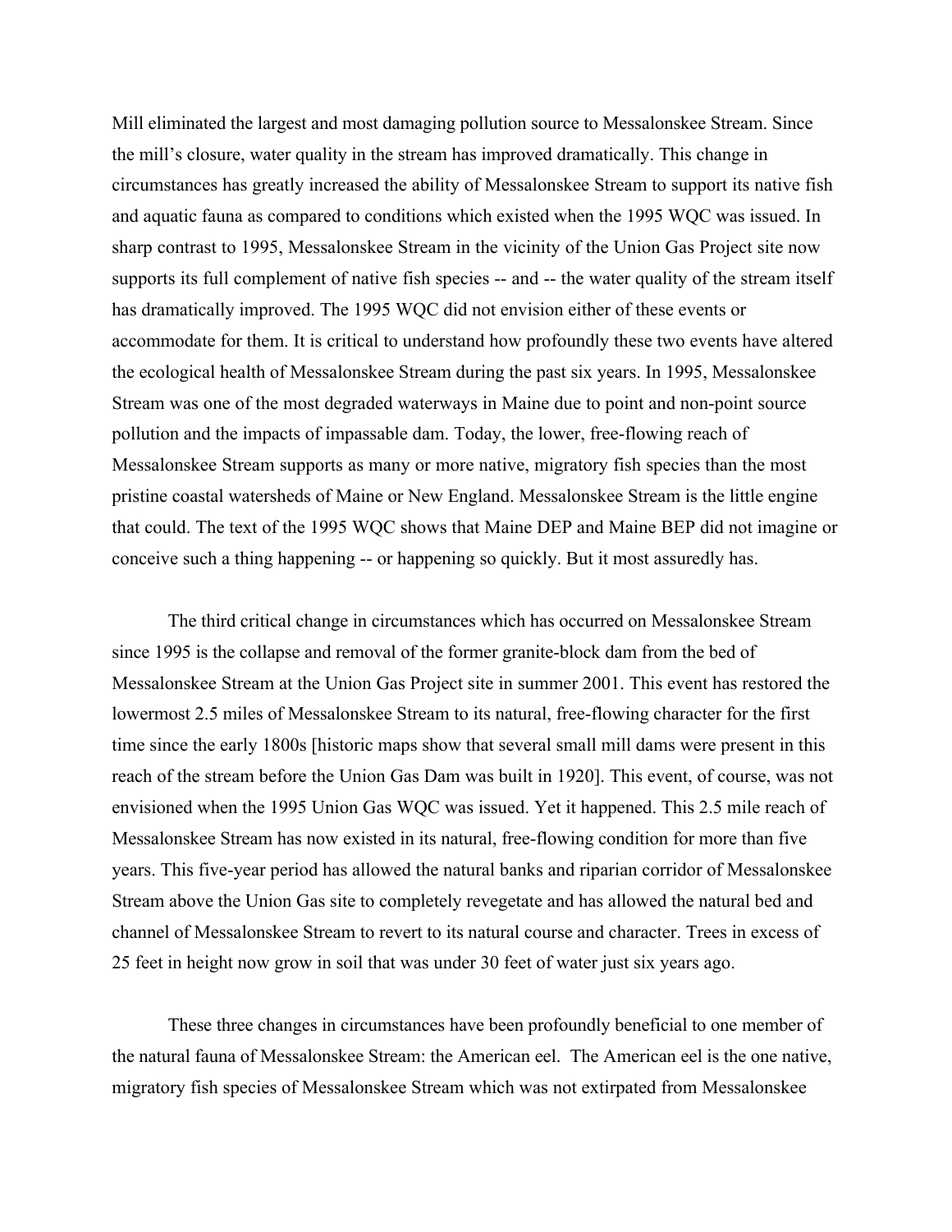Mill eliminated the largest and most damaging pollution source to Messalonskee Stream. Since the mill's closure, water quality in the stream has improved dramatically. This change in circumstances has greatly increased the ability of Messalonskee Stream to support its native fish and aquatic fauna as compared to conditions which existed when the 1995 WQC was issued. In sharp contrast to 1995, Messalonskee Stream in the vicinity of the Union Gas Project site now supports its full complement of native fish species -- and -- the water quality of the stream itself has dramatically improved. The 1995 WQC did not envision either of these events or accommodate for them. It is critical to understand how profoundly these two events have altered the ecological health of Messalonskee Stream during the past six years. In 1995, Messalonskee Stream was one of the most degraded waterways in Maine due to point and non-point source pollution and the impacts of impassable dam. Today, the lower, free-flowing reach of Messalonskee Stream supports as many or more native, migratory fish species than the most pristine coastal watersheds of Maine or New England. Messalonskee Stream is the little engine that could. The text of the 1995 WQC shows that Maine DEP and Maine BEP did not imagine or conceive such a thing happening -- or happening so quickly. But it most assuredly has.

The third critical change in circumstances which has occurred on Messalonskee Stream since 1995 is the collapse and removal of the former granite-block dam from the bed of Messalonskee Stream at the Union Gas Project site in summer 2001. This event has restored the lowermost 2.5 miles of Messalonskee Stream to its natural, free-flowing character for the first time since the early 1800s [historic maps show that several small mill dams were present in this reach of the stream before the Union Gas Dam was built in 1920]. This event, of course, was not envisioned when the 1995 Union Gas WQC was issued. Yet it happened. This 2.5 mile reach of Messalonskee Stream has now existed in its natural, free-flowing condition for more than five years. This five-year period has allowed the natural banks and riparian corridor of Messalonskee Stream above the Union Gas site to completely revegetate and has allowed the natural bed and channel of Messalonskee Stream to revert to its natural course and character. Trees in excess of 25 feet in height now grow in soil that was under 30 feet of water just six years ago.

These three changes in circumstances have been profoundly beneficial to one member of the natural fauna of Messalonskee Stream: the American eel. The American eel is the one native, migratory fish species of Messalonskee Stream which was not extirpated from Messalonskee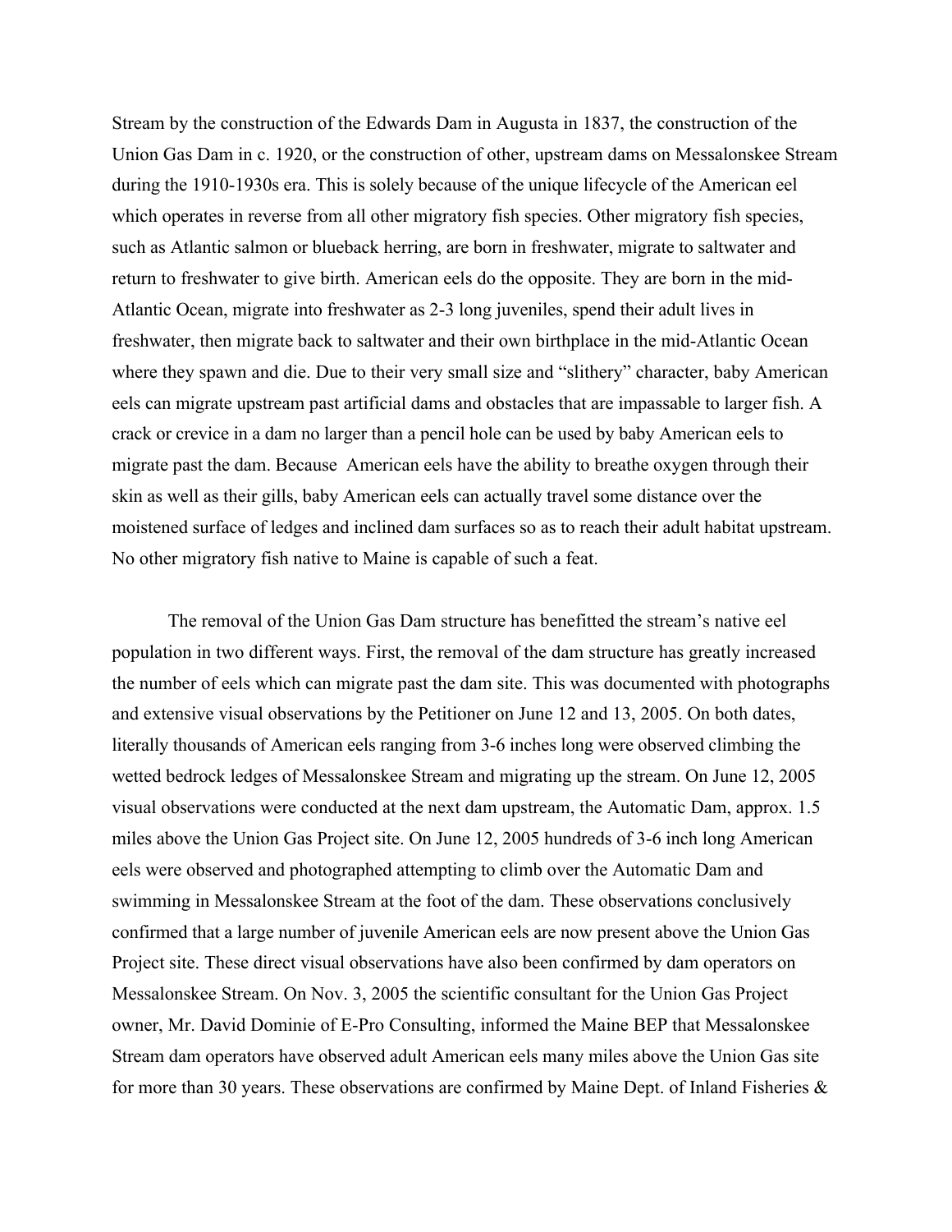Stream by the construction of the Edwards Dam in Augusta in 1837, the construction of the Union Gas Dam in c. 1920, or the construction of other, upstream dams on Messalonskee Stream during the 1910-1930s era. This is solely because of the unique lifecycle of the American eel which operates in reverse from all other migratory fish species. Other migratory fish species, such as Atlantic salmon or blueback herring, are born in freshwater, migrate to saltwater and return to freshwater to give birth. American eels do the opposite. They are born in the mid-Atlantic Ocean, migrate into freshwater as 2-3 long juveniles, spend their adult lives in freshwater, then migrate back to saltwater and their own birthplace in the mid-Atlantic Ocean where they spawn and die. Due to their very small size and "slithery" character, baby American eels can migrate upstream past artificial dams and obstacles that are impassable to larger fish. A crack or crevice in a dam no larger than a pencil hole can be used by baby American eels to migrate past the dam. Because American eels have the ability to breathe oxygen through their skin as well as their gills, baby American eels can actually travel some distance over the moistened surface of ledges and inclined dam surfaces so as to reach their adult habitat upstream. No other migratory fish native to Maine is capable of such a feat.

The removal of the Union Gas Dam structure has benefitted the stream's native eel population in two different ways. First, the removal of the dam structure has greatly increased the number of eels which can migrate past the dam site. This was documented with photographs and extensive visual observations by the Petitioner on June 12 and 13, 2005. On both dates, literally thousands of American eels ranging from 3-6 inches long were observed climbing the wetted bedrock ledges of Messalonskee Stream and migrating up the stream. On June 12, 2005 visual observations were conducted at the next dam upstream, the Automatic Dam, approx. 1.5 miles above the Union Gas Project site. On June 12, 2005 hundreds of 3-6 inch long American eels were observed and photographed attempting to climb over the Automatic Dam and swimming in Messalonskee Stream at the foot of the dam. These observations conclusively confirmed that a large number of juvenile American eels are now present above the Union Gas Project site. These direct visual observations have also been confirmed by dam operators on Messalonskee Stream. On Nov. 3, 2005 the scientific consultant for the Union Gas Project owner, Mr. David Dominie of E-Pro Consulting, informed the Maine BEP that Messalonskee Stream dam operators have observed adult American eels many miles above the Union Gas site for more than 30 years. These observations are confirmed by Maine Dept. of Inland Fisheries &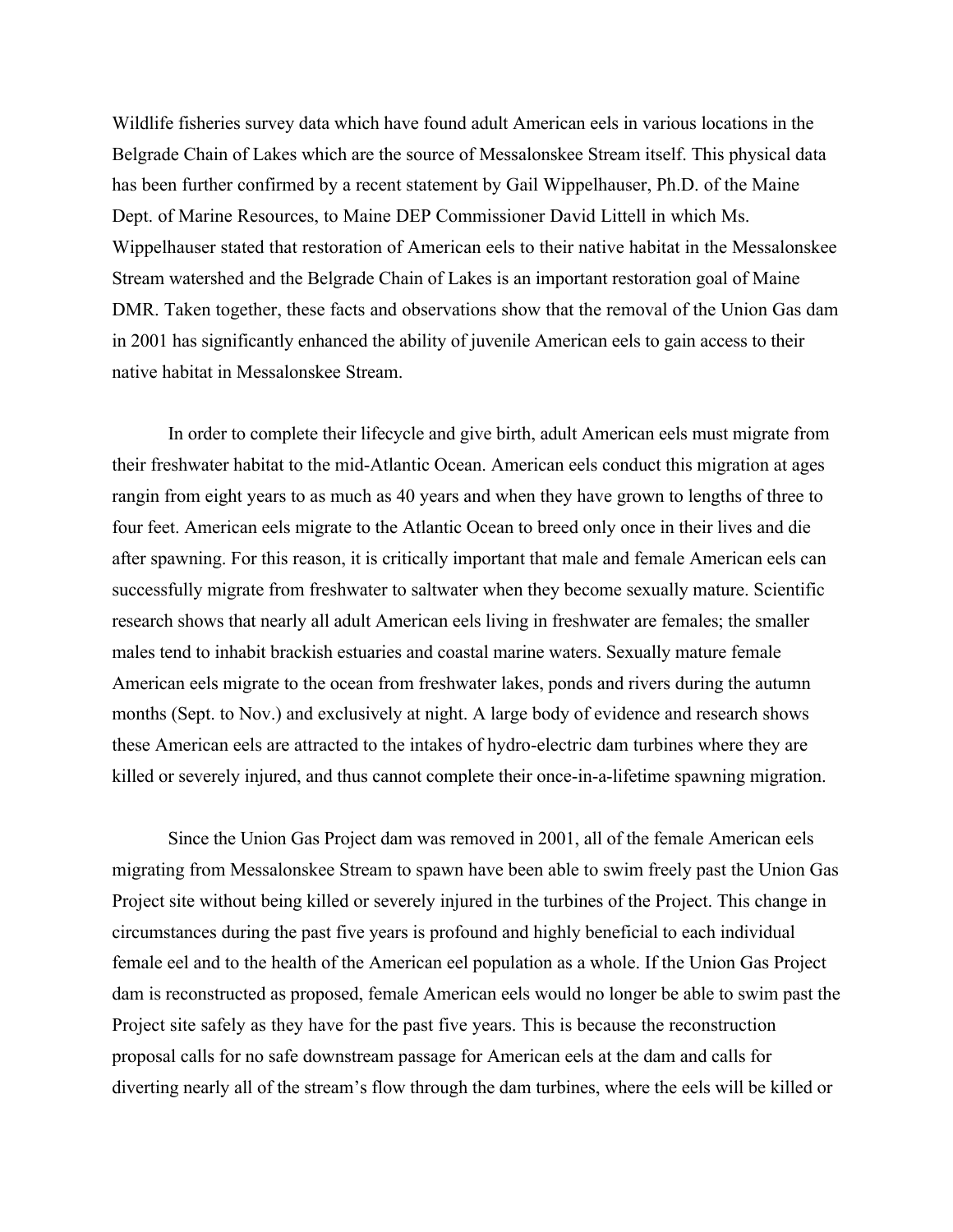Wildlife fisheries survey data which have found adult American eels in various locations in the Belgrade Chain of Lakes which are the source of Messalonskee Stream itself. This physical data has been further confirmed by a recent statement by Gail Wippelhauser, Ph.D. of the Maine Dept. of Marine Resources, to Maine DEP Commissioner David Littell in which Ms. Wippelhauser stated that restoration of American eels to their native habitat in the Messalonskee Stream watershed and the Belgrade Chain of Lakes is an important restoration goal of Maine DMR. Taken together, these facts and observations show that the removal of the Union Gas dam in 2001 has significantly enhanced the ability of juvenile American eels to gain access to their native habitat in Messalonskee Stream.

In order to complete their lifecycle and give birth, adult American eels must migrate from their freshwater habitat to the mid-Atlantic Ocean. American eels conduct this migration at ages rangin from eight years to as much as 40 years and when they have grown to lengths of three to four feet. American eels migrate to the Atlantic Ocean to breed only once in their lives and die after spawning. For this reason, it is critically important that male and female American eels can successfully migrate from freshwater to saltwater when they become sexually mature. Scientific research shows that nearly all adult American eels living in freshwater are females; the smaller males tend to inhabit brackish estuaries and coastal marine waters. Sexually mature female American eels migrate to the ocean from freshwater lakes, ponds and rivers during the autumn months (Sept. to Nov.) and exclusively at night. A large body of evidence and research shows these American eels are attracted to the intakes of hydro-electric dam turbines where they are killed or severely injured, and thus cannot complete their once-in-a-lifetime spawning migration.

Since the Union Gas Project dam was removed in 2001, all of the female American eels migrating from Messalonskee Stream to spawn have been able to swim freely past the Union Gas Project site without being killed or severely injured in the turbines of the Project. This change in circumstances during the past five years is profound and highly beneficial to each individual female eel and to the health of the American eel population as a whole. If the Union Gas Project dam is reconstructed as proposed, female American eels would no longer be able to swim past the Project site safely as they have for the past five years. This is because the reconstruction proposal calls for no safe downstream passage for American eels at the dam and calls for diverting nearly all of the stream's flow through the dam turbines, where the eels will be killed or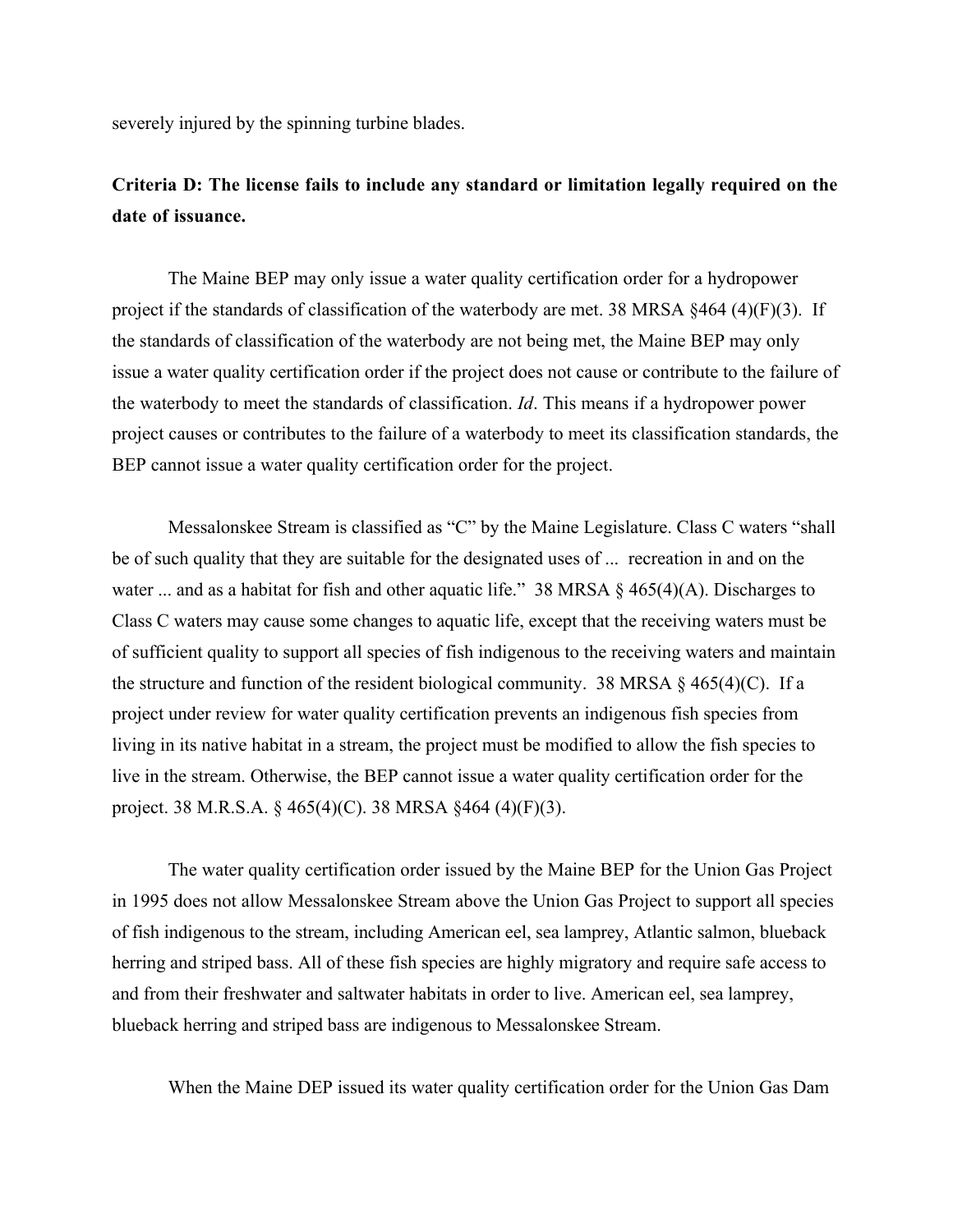severely injured by the spinning turbine blades.

**Criteria D: The license fails to include any standard or limitation legally required on the date of issuance.**

The Maine BEP may only issue a water quality certification order for a hydropower project if the standards of classification of the waterbody are met. 38 MRSA §464 (4)(F)(3). If the standards of classification of the waterbody are not being met, the Maine BEP may only issue a water quality certification order if the project does not cause or contribute to the failure of the waterbody to meet the standards of classification. *Id*. This means if a hydropower power project causes or contributes to the failure of a waterbody to meet its classification standards, the BEP cannot issue a water quality certification order for the project.

Messalonskee Stream is classified as "C" by the Maine Legislature. Class C waters "shall be of such quality that they are suitable for the designated uses of ... recreation in and on the water ... and as a habitat for fish and other aquatic life." 38 MRSA § 465(4)(A). Discharges to Class C waters may cause some changes to aquatic life, except that the receiving waters must be of sufficient quality to support all species of fish indigenous to the receiving waters and maintain the structure and function of the resident biological community. 38 MRSA § 465(4)(C). If a project under review for water quality certification prevents an indigenous fish species from living in its native habitat in a stream, the project must be modified to allow the fish species to live in the stream. Otherwise, the BEP cannot issue a water quality certification order for the project. 38 M.R.S.A. § 465(4)(C). 38 MRSA §464 (4)(F)(3).

The water quality certification order issued by the Maine BEP for the Union Gas Project in 1995 does not allow Messalonskee Stream above the Union Gas Project to support all species of fish indigenous to the stream, including American eel, sea lamprey, Atlantic salmon, blueback herring and striped bass. All of these fish species are highly migratory and require safe access to and from their freshwater and saltwater habitats in order to live. American eel, sea lamprey, blueback herring and striped bass are indigenous to Messalonskee Stream.

When the Maine DEP issued its water quality certification order for the Union Gas Dam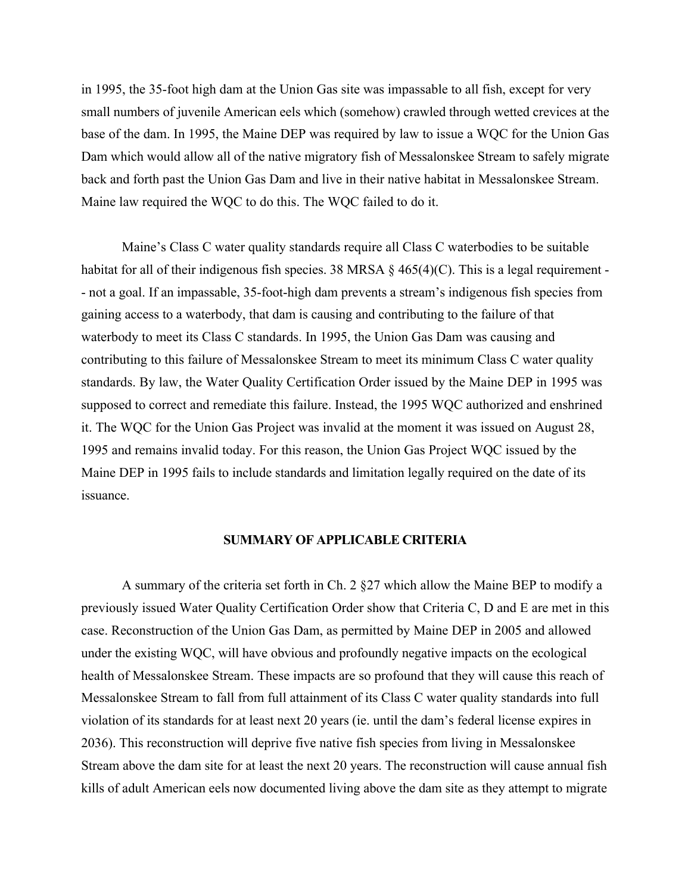in 1995, the 35-foot high dam at the Union Gas site was impassable to all fish, except for very small numbers of juvenile American eels which (somehow) crawled through wetted crevices at the base of the dam. In 1995, the Maine DEP was required by law to issue a WQC for the Union Gas Dam which would allow all of the native migratory fish of Messalonskee Stream to safely migrate back and forth past the Union Gas Dam and live in their native habitat in Messalonskee Stream. Maine law required the WQC to do this. The WQC failed to do it.

Maine's Class C water quality standards require all Class C waterbodies to be suitable habitat for all of their indigenous fish species. 38 MRSA § 465(4)(C). This is a legal requirement -- not a goal. If an impassable, 35-foot-high dam prevents a stream's indigenous fish species from gaining access to a waterbody, that dam is causing and contributing to the failure of that waterbody to meet its Class C standards. In 1995, the Union Gas Dam was causing and contributing to this failure of Messalonskee Stream to meet its minimum Class C water quality standards. By law, the Water Quality Certification Order issued by the Maine DEP in 1995 was supposed to correct and remediate this failure. Instead, the 1995 WQC authorized and enshrined it. The WQC for the Union Gas Project was invalid at the moment it was issued on August 28, 1995 and remains invalid today. For this reason, the Union Gas Project WQC issued by the Maine DEP in 1995 fails to include standards and limitation legally required on the date of its issuance.

## SUMMARY OF APPLICABLE CRITERIA

A summary of the criteria set forth in Ch. 2 §27 which allow the Maine BEP to modify a previously issued Water Quality Certification Order show that Criteria C, D and E are met in this case. Reconstruction of the Union Gas Dam, as permitted by Maine DEP in 2005 and allowed under the existing WQC, will have obvious and profoundly negative impacts on the ecological health of Messalonskee Stream. These impacts are so profound that they will cause this reach of Messalonskee Stream to fall from full attainment of its Class C water quality standards into full violation of its standards for at least next 20 years (ie. until the dam's federal license expires in 2036). This reconstruction will deprive five native fish species from living in Messalonskee Stream above the dam site for at least the next 20 years. The reconstruction will cause annual fish kills of adult American eels now documented living above the dam site as they attempt to migrate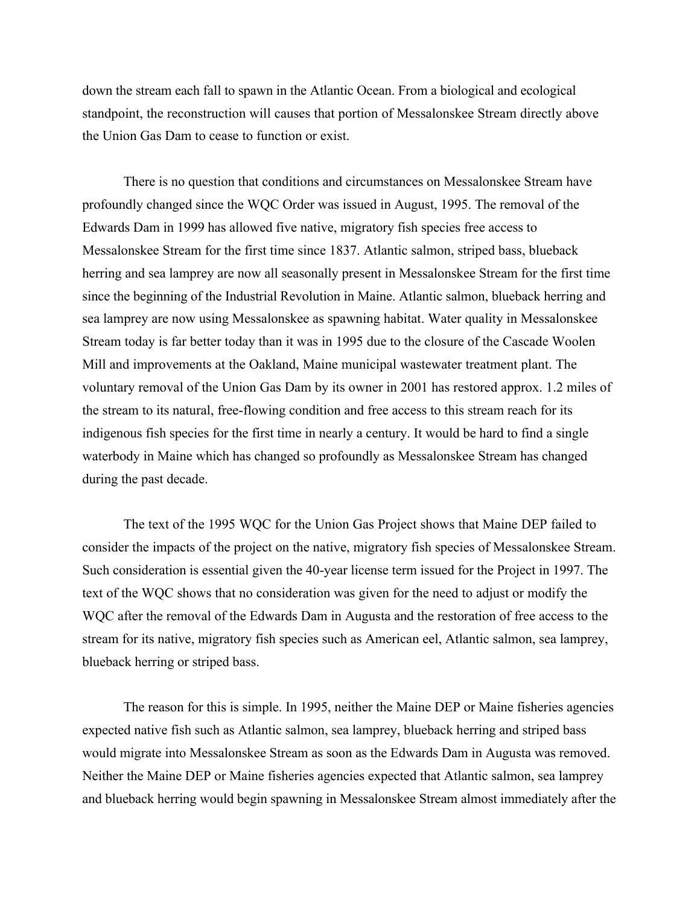down the stream each fall to spawn in the Atlantic Ocean. From a biological and ecological standpoint, the reconstruction will causes that portion of Messalonskee Stream directly above the Union Gas Dam to cease to function or exist.

There is no question that conditions and circumstances on Messalonskee Stream have profoundly changed since the WQC Order was issued in August, 1995. The removal of the Edwards Dam in 1999 has allowed five native, migratory fish species free access to Messalonskee Stream for the first time since 1837. Atlantic salmon, striped bass, blueback herring and sea lamprey are now all seasonally present in Messalonskee Stream for the first time since the beginning of the Industrial Revolution in Maine. Atlantic salmon, blueback herring and sea lamprey are now using Messalonskee as spawning habitat. Water quality in Messalonskee Stream today is far better today than it was in 1995 due to the closure of the Cascade Woolen Mill and improvements at the Oakland, Maine municipal wastewater treatment plant. The voluntary removal of the Union Gas Dam by its owner in 2001 has restored approx. 1.2 miles of the stream to its natural, free-flowing condition and free access to this stream reach for its indigenous fish species for the first time in nearly a century. It would be hard to find a single waterbody in Maine which has changed so profoundly as Messalonskee Stream has changed during the past decade.

The text of the 1995 WQC for the Union Gas Project shows that Maine DEP failed to consider the impacts of the project on the native, migratory fish species of Messalonskee Stream. Such consideration is essential given the 40-year license term issued for the Project in 1997. The text of the WQC shows that no consideration was given for the need to adjust or modify the WQC after the removal of the Edwards Dam in Augusta and the restoration of free access to the stream for its native, migratory fish species such as American eel, Atlantic salmon, sea lamprey, blueback herring or striped bass.

The reason for this is simple. In 1995, neither the Maine DEP or Maine fisheries agencies expected native fish such as Atlantic salmon, sea lamprey, blueback herring and striped bass would migrate into Messalonskee Stream as soon as the Edwards Dam in Augusta was removed. Neither the Maine DEP or Maine fisheries agencies expected that Atlantic salmon, sea lamprey and blueback herring would begin spawning in Messalonskee Stream almost immediately after the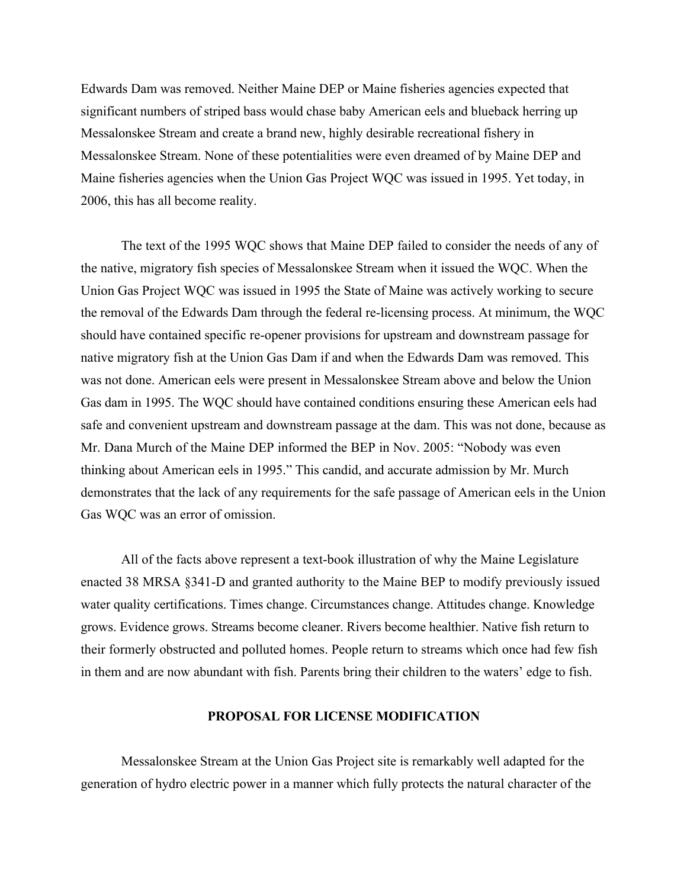Edwards Dam was removed. Neither Maine DEP or Maine fisheries agencies expected that significant numbers of striped bass would chase baby American eels and blueback herring up Messalonskee Stream and create a brand new, highly desirable recreational fishery in Messalonskee Stream. None of these potentialities were even dreamed of by Maine DEP and Maine fisheries agencies when the Union Gas Project WQC was issued in 1995. Yet today, in 2006, this has all become reality.

The text of the 1995 WQC shows that Maine DEP failed to consider the needs of any of the native, migratory fish species of Messalonskee Stream when it issued the WQC. When the Union Gas Project WQC was issued in 1995 the State of Maine was actively working to secure the removal of the Edwards Dam through the federal re-licensing process. At minimum, the WQC should have contained specific re-opener provisions for upstream and downstream passage for native migratory fish at the Union Gas Dam if and when the Edwards Dam was removed. This was not done. American eels were present in Messalonskee Stream above and below the Union Gas dam in 1995. The WQC should have contained conditions ensuring these American eels had safe and convenient upstream and downstream passage at the dam. This was not done, because as Mr. Dana Murch of the Maine DEP informed the BEP in Nov. 2005: "Nobody was even thinking about American eels in 1995." This candid, and accurate admission by Mr. Murch demonstrates that the lack of any requirements for the safe passage of American eels in the Union Gas WQC was an error of omission.

All of the facts above represent a text-book illustration of why the Maine Legislature enacted 38 MRSA §341-D and granted authority to the Maine BEP to modify previously issued water quality certifications. Times change. Circumstances change. Attitudes change. Knowledge grows. Evidence grows. Streams become cleaner. Rivers become healthier. Native fish return to their formerly obstructed and polluted homes. People return to streams which once had few fish in them and are now abundant with fish. Parents bring their children to the waters' edge to fish.

## PROPOSAL FOR LICENSE MODIFICATION

Messalonskee Stream at the Union Gas Project site is remarkably well adapted for the generation of hydro electric power in a manner which fully protects the natural character of the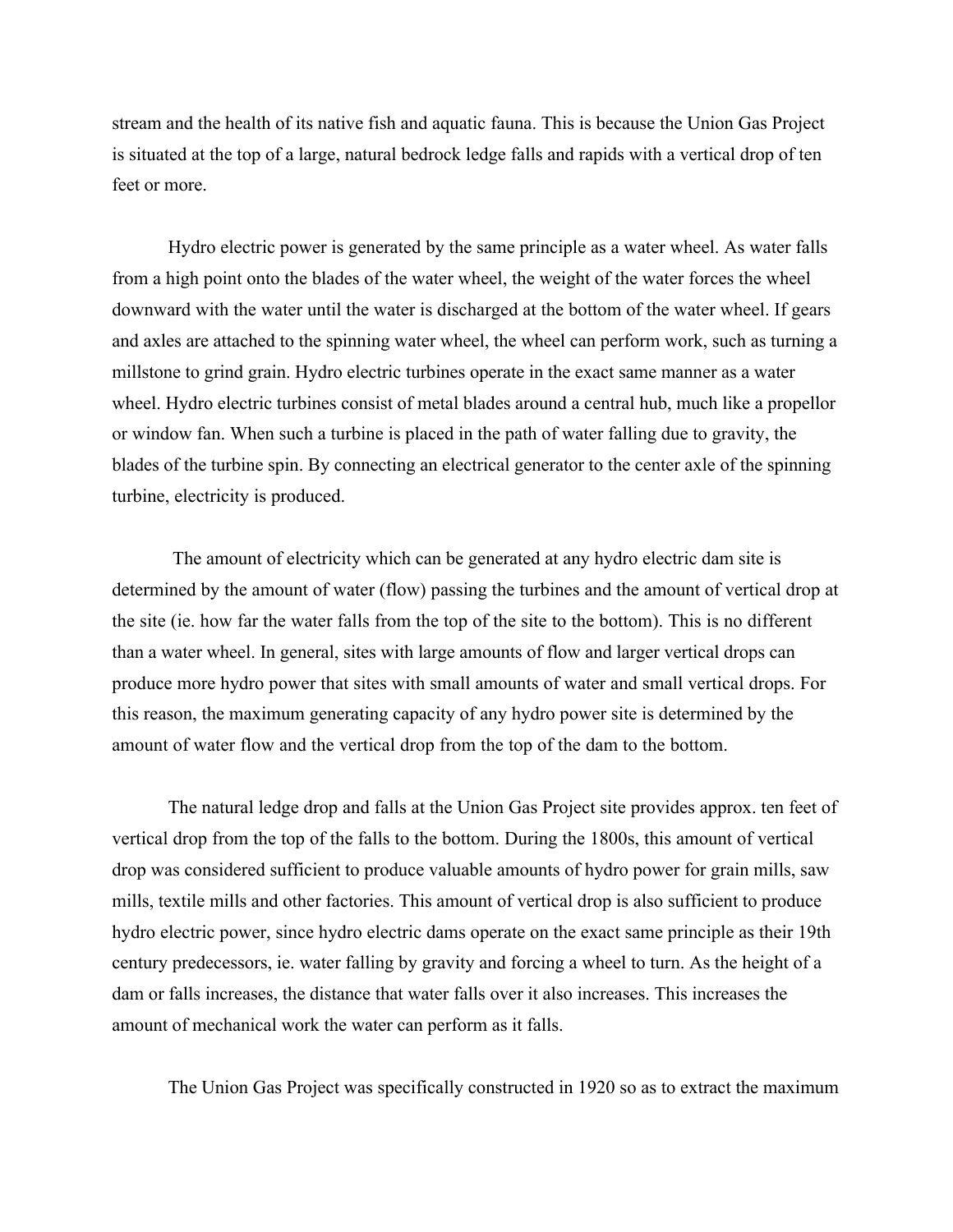stream and the health of its native fish and aquatic fauna. This is because the Union Gas Project is situated at the top of a large, natural bedrock ledge falls and rapids with a vertical drop of ten feet or more.

Hydro electric power is generated by the same principle as a water wheel. As water falls from a high point onto the blades of the water wheel, the weight of the water forces the wheel downward with the water until the water is discharged at the bottom of the water wheel. If gears and axles are attached to the spinning water wheel, the wheel can perform work, such as turning a millstone to grind grain. Hydro electric turbines operate in the exact same manner as a water wheel. Hydro electric turbines consist of metal blades around a central hub, much like a propellor or window fan. When such a turbine is placed in the path of water falling due to gravity, the blades of the turbine spin. By connecting an electrical generator to the center axle of the spinning turbine, electricity is produced.

The amount of electricity which can be generated at any hydro electric dam site is determined by the amount of water (flow) passing the turbines and the amount of vertical drop at the site (ie. how far the water falls from the top of the site to the bottom). This is no different than a water wheel. In general, sites with large amounts of flow and larger vertical drops can produce more hydro power that sites with small amounts of water and small vertical drops. For this reason, the maximum generating capacity of any hydro power site is determined by the amount of water flow and the vertical drop from the top of the dam to the bottom.

The natural ledge drop and falls at the Union Gas Project site provides approx. ten feet of vertical drop from the top of the falls to the bottom. During the 1800s, this amount of vertical drop was considered sufficient to produce valuable amounts of hydro power for grain mills, saw mills, textile mills and other factories. This amount of vertical drop is also sufficient to produce hydro electric power, since hydro electric dams operate on the exact same principle as their 19th century predecessors, ie. water falling by gravity and forcing a wheel to turn. As the height of a dam or falls increases, the distance that water falls over it also increases. This increases the amount of mechanical work the water can perform as it falls.

The Union Gas Project was specifically constructed in 1920 so as to extract the maximum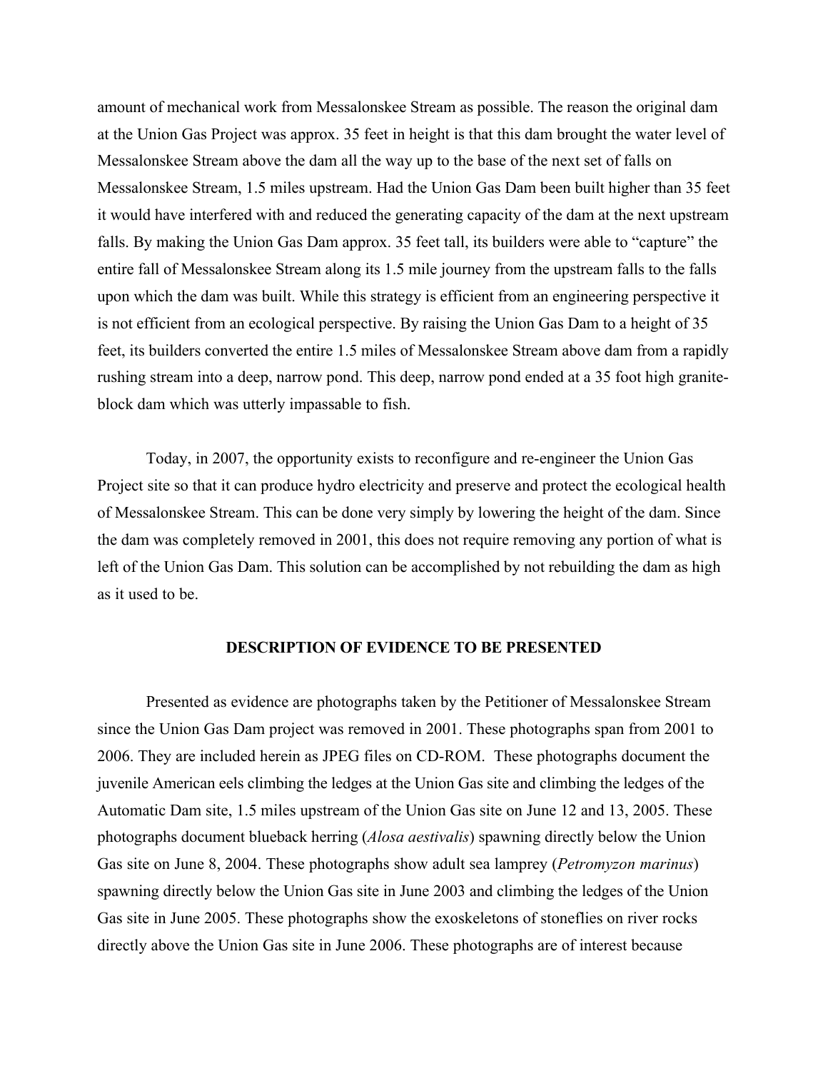amount of mechanical work from Messalonskee Stream as possible. The reason the original dam at the Union Gas Project was approx. 35 feet in height is that this dam brought the water level of Messalonskee Stream above the dam all the way up to the base of the next set of falls on Messalonskee Stream, 1.5 miles upstream. Had the Union Gas Dam been built higher than 35 feet it would have interfered with and reduced the generating capacity of the dam at the next upstream falls. By making the Union Gas Dam approx. 35 feet tall, its builders were able to "capture" the entire fall of Messalonskee Stream along its 1.5 mile journey from the upstream falls to the falls upon which the dam was built. While this strategy is efficient from an engineering perspective it is not efficient from an ecological perspective. By raising the Union Gas Dam to a height of 35 feet, its builders converted the entire 1.5 miles of Messalonskee Stream above dam from a rapidly rushing stream into a deep, narrow pond. This deep, narrow pond ended at a 35 foot high granite-block dam which was utterly impassable to fish.

Today, in 2007, the opportunity exists to reconfigure and re-engineer the Union Gas Project site so that it can produce hydro electricity and preserve and protect the ecological health of Messalonskee Stream. This can be done very simply by lowering the height of the dam. Since the dam was completely removed in 2001, this does not require removing any portion of what is left of the Union Gas Dam. This solution can be accomplished by not rebuilding the dam as high as it used to be.

## DESCRIPTION OF EVIDENCE TO BE PRESENTED

Presented as evidence are photographs taken by the Petitioner of Messalonskee Stream since the Union Gas Dam project was removed in 2001. These photographs span from 2001 to 2006. They are included herein as JPEG files on CD-ROM. These photographs document the juvenile American eels climbing the ledges at the Union Gas site and climbing the ledges of the Automatic Dam site, 1.5 miles upstream of the Union Gas site on June 12 and 13, 2005. These photographs document blueback herring (*Alosa aestivalis*) spawning directly below the Union Gas site on June 8, 2004. These photographs show adult sea lamprey (*Petromyzon marinus*) spawning directly below the Union Gas site in June 2003 and climbing the ledges of the Union Gas site in June 2005. These photographs show the exoskeletons of stoneflies on river rocks directly above the Union Gas site in June 2006. These photographs are of interest because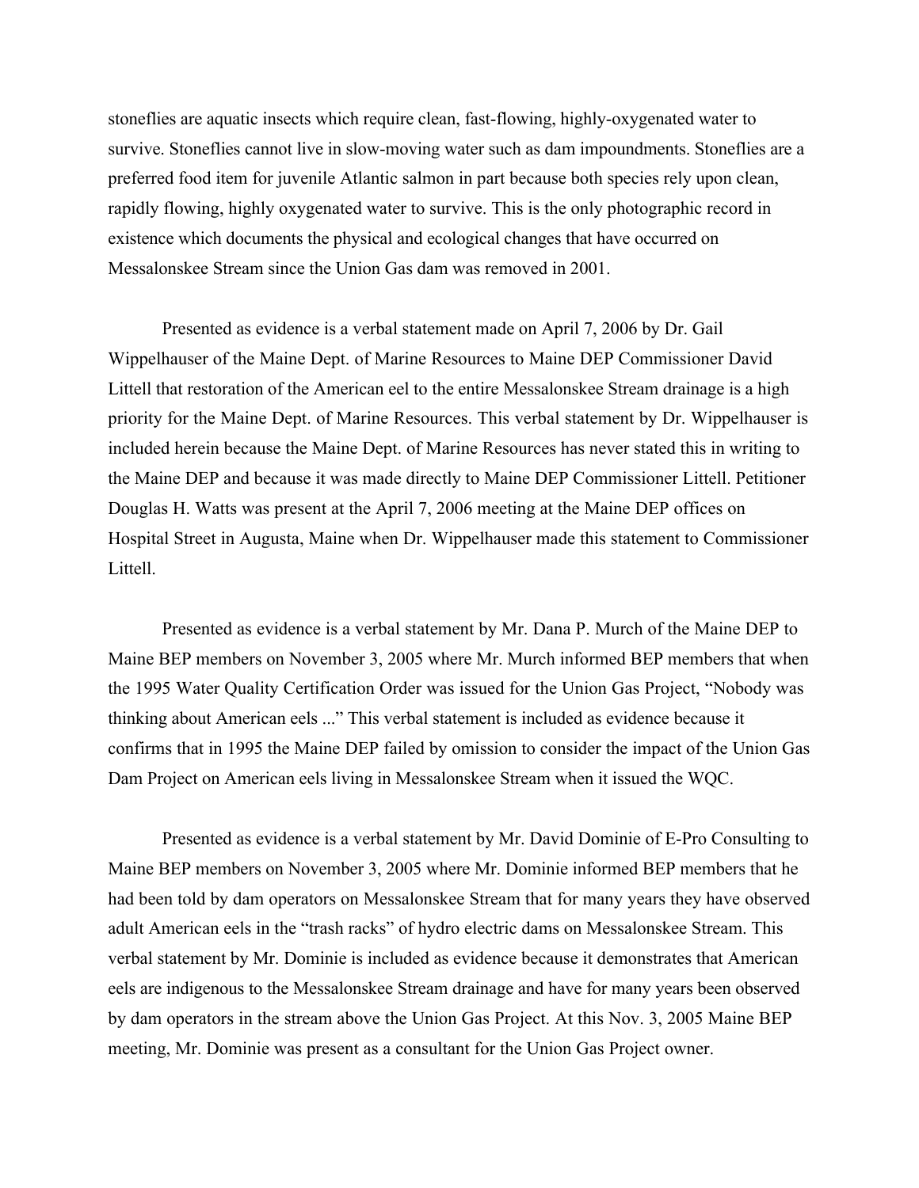stoneflies are aquatic insects which require clean, fast-flowing, highly-oxygenated water to survive. Stoneflies cannot live in slow-moving water such as dam impoundments. Stoneflies are a preferred food item for juvenile Atlantic salmon in part because both species rely upon clean, rapidly flowing, highly oxygenated water to survive. This is the only photographic record in existence which documents the physical and ecological changes that have occurred on Messalonskee Stream since the Union Gas dam was removed in 2001.

Presented as evidence is a verbal statement made on April 7, 2006 by Dr. Gail Wippelhauser of the Maine Dept. of Marine Resources to Maine DEP Commissioner David Littell that restoration of the American eel to the entire Messalonskee Stream drainage is a high priority for the Maine Dept. of Marine Resources. This verbal statement by Dr. Wippelhauser is included herein because the Maine Dept. of Marine Resources has never stated this in writing to the Maine DEP and because it was made directly to Maine DEP Commissioner Littell. Petitioner Douglas H. Watts was present at the April 7, 2006 meeting at the Maine DEP offices on Hospital Street in Augusta, Maine when Dr. Wippelhauser made this statement to Commissioner Littell.

Presented as evidence is a verbal statement by Mr. Dana P. Murch of the Maine DEP to Maine BEP members on November 3, 2005 where Mr. Murch informed BEP members that when the 1995 Water Quality Certification Order was issued for the Union Gas Project, "Nobody was thinking about American eels ..." This verbal statement is included as evidence because it confirms that in 1995 the Maine DEP failed by omission to consider the impact of the Union Gas Dam Project on American eels living in Messalonskee Stream when it issued the WQC.

Presented as evidence is a verbal statement by Mr. David Dominie of E-Pro Consulting to Maine BEP members on November 3, 2005 where Mr. Dominie informed BEP members that he had been told by dam operators on Messalonskee Stream that for many years they have observed adult American eels in the "trash racks" of hydro electric dams on Messalonskee Stream. This verbal statement by Mr. Dominie is included as evidence because it demonstrates that American eels are indigenous to the Messalonskee Stream drainage and have for many years been observed by dam operators in the stream above the Union Gas Project. At this Nov. 3, 2005 Maine BEP meeting, Mr. Dominie was present as a consultant for the Union Gas Project owner.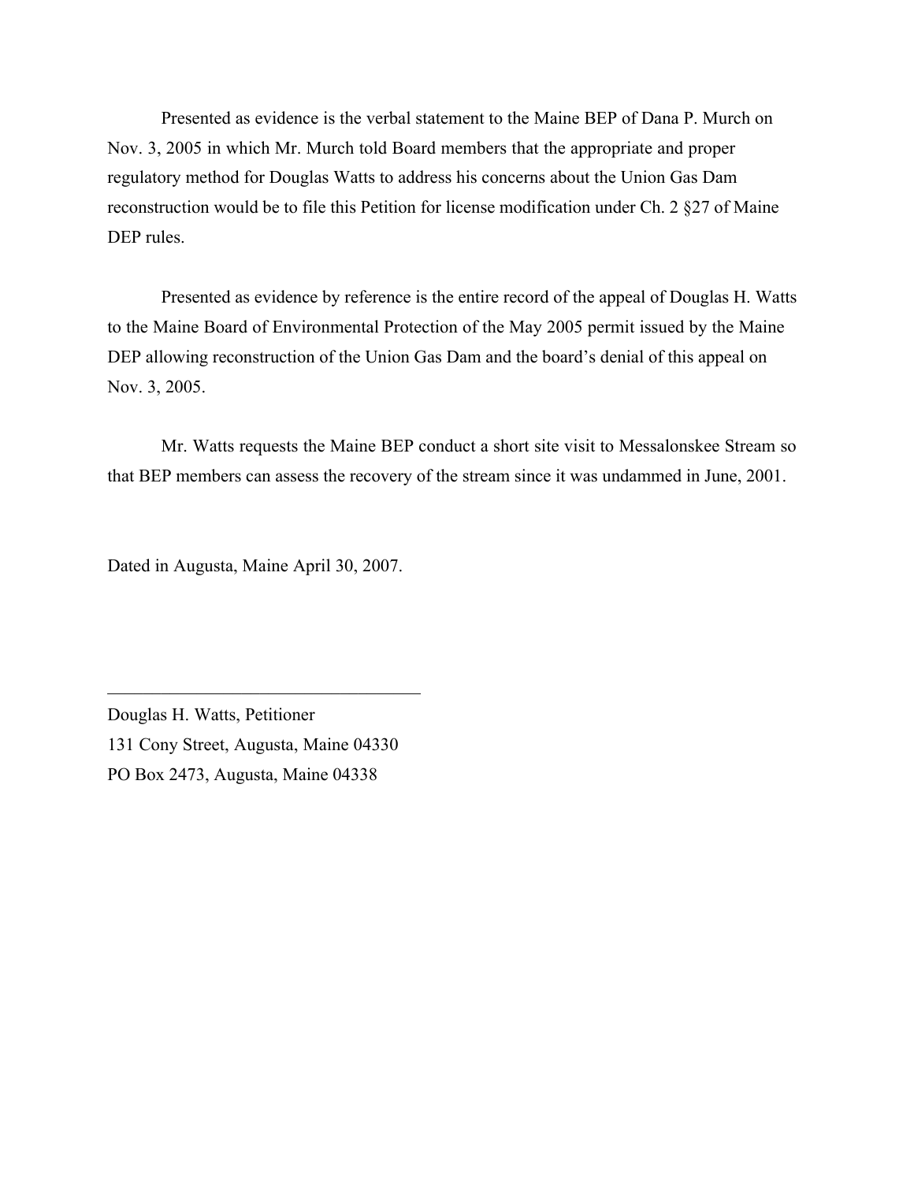Presented as evidence is the verbal statement to the Maine BEP of Dana P. Murch on Nov. 3, 2005 in which Mr. Murch told Board members that the appropriate and proper regulatory method for Douglas Watts to address his concerns about the Union Gas Dam reconstruction would be to file this Petition for license modification under Ch. 2 §27 of Maine DEP rules.

Presented as evidence by reference is the entire record of the appeal of Douglas H. Watts to the Maine Board of Environmental Protection of the May 2005 permit issued by the Maine DEP allowing reconstruction of the Union Gas Dam and the board's denial of this appeal on Nov. 3, 2005.

Mr. Watts requests the Maine BEP conduct a short site visit to Messalonskee Stream so that BEP members can assess the recovery of the stream since it was undammed in June, 2001.

Dated in Augusta, Maine April 30, 2007.

\_\_\_\_\_\_\_\_\_\_\_\_\_\_\_\_\_\_\_\_\_\_\_\_\_\_\_\_\_\_\_\_\_\_\_\_

Douglas H. Watts, Petitioner

131 Cony Street, Augusta, Maine 04330

PO Box 2473, Augusta, Maine 04338